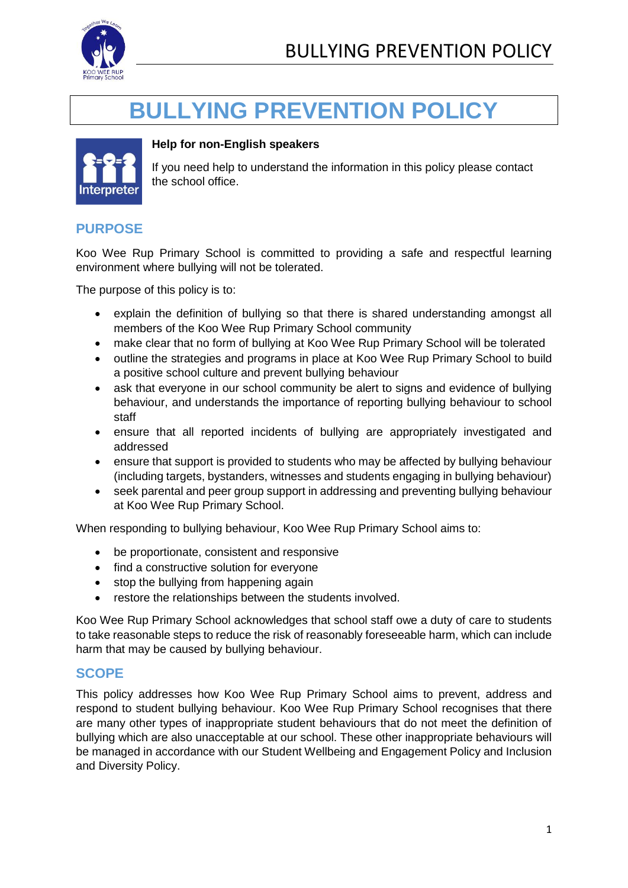# BULLYING PREVENTION POLICY

**Help for non-English speakers**

If you need help to understand the information in this policy please contact the school office.

## PURPOSE

Koo Wee Rup Primary School is committed to providing a safe and respectful learning environment where bullying will not be tolerated.

The purpose of this policy is to:

- explain the definition of bullying so that there is shared understanding amongst all members of the Koo Wee Rup Primary School community
- make clear that no form of bullying at Koo Wee Rup Primary School will be tolerated
- outline the strategies and programs in place at Koo Wee Rup Primary School to build a positive school culture and prevent bullying behaviour
- ask that everyone in our school community be alert to signs and evidence of bullying behaviour, and understands the importance of reporting bullying behaviour to school staff
- ensure that all reported incidents of bullying are appropriately investigated and addressed
- ensure that support is provided to students who may be affected by bullying behaviour (including targets, bystanders, witnesses and students engaging in bullying behaviour)
- seek parental and peer group support in addressing and preventing bullying behaviour at Koo Wee Rup Primary School.

When responding to bullying behaviour, Koo Wee Rup Primary School aims to:

- be proportionate, consistent and responsive
- find a constructive solution for everyone
- stop the bullying from happening again
- restore the relationships between the students involved.

Koo Wee Rup Primary School acknowledges that school staff owe a duty of care to students to take reasonable steps to reduce the risk of reasonably foreseeable harm, which can include harm that may be caused by bullying behaviour.

## SCOPE

This policy addresses how Koo Wee Rup Primary School aims to prevent, address and respond to student bullying behaviour. Koo Wee Rup Primary School recognises that there are many other types of inappropriate student behaviours that do not meet the definition of bullying which are also unacceptable at our school. These other inappropriate behaviours will be managed in accordance with our Student Wellbeing and Engagement Policy and Inclusion and Diversity Policy.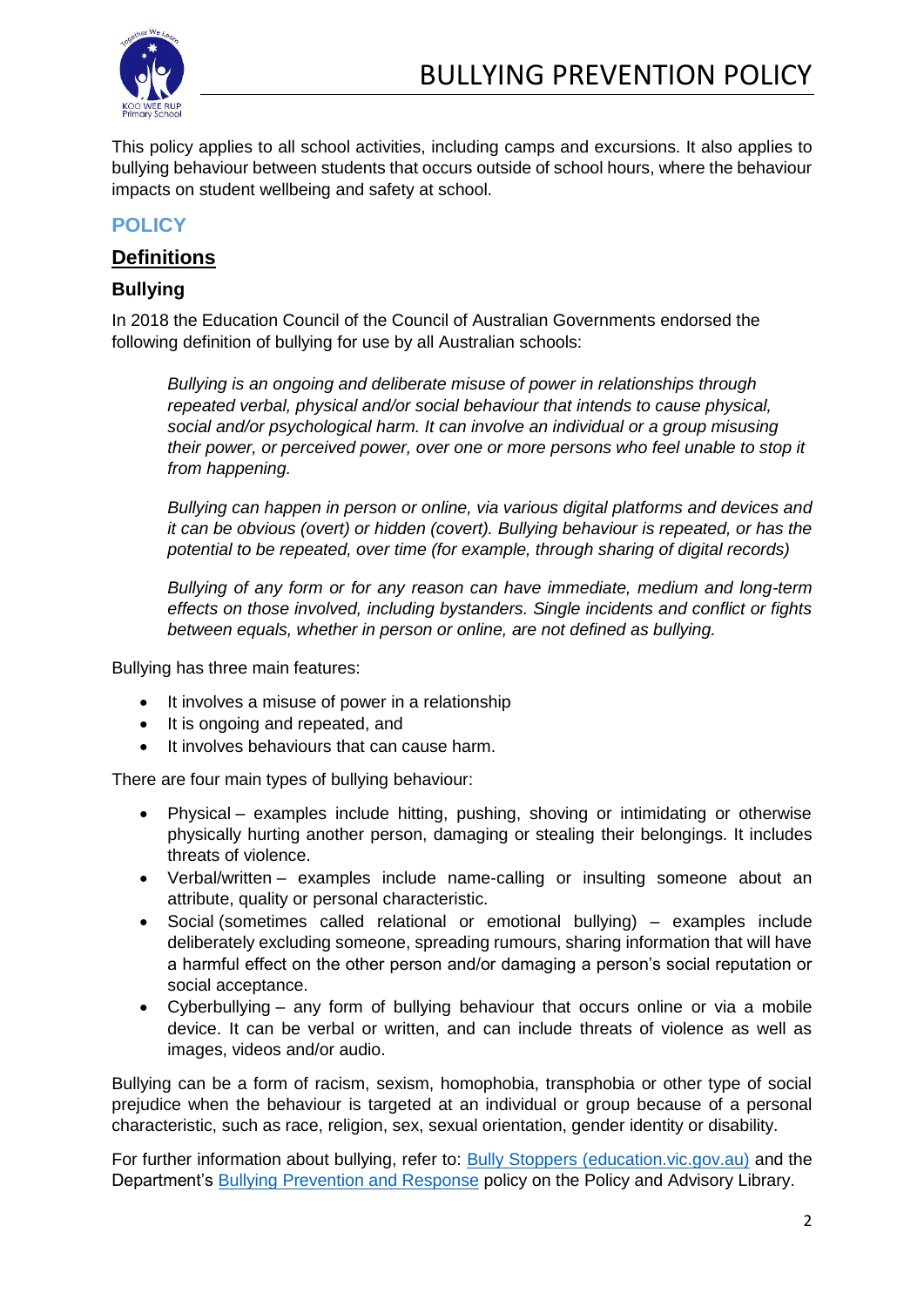This policy applies to all school activities, including camps and excursions. It also applies to bullying behaviour between students that occurs outside of school hours, where the behaviour impacts on student wellbeing and safety at school.

## POLICY

### Definitions

#### Bullying

In 2018 the Education Council of the Council of Australian Governments endorsed the following definition of bullying for use by all Australian schools:

> *Bullying is an ongoing and deliberate misuse of power in relationships through repeated verbal, physical and/or social behaviour that intends to cause physical, social and/or psychological harm. It can involve an individual or a group misusing their power, or perceived power, over one or more persons who feel unable to stop it from happening.*
>
> *Bullying can happen in person or online, via various digital platforms and devices and it can be obvious (overt) or hidden (covert). Bullying behaviour is repeated, or has the potential to be repeated, over time (for example, through sharing of digital records)*
>
> *Bullying of any form or for any reason can have immediate, medium and long-term effects on those involved, including bystanders. Single incidents and conflict or fights between equals, whether in person or online, are not defined as bullying.*

Bullying has three main features:

- It involves a misuse of power in a relationship
- It is ongoing and repeated, and
- It involves behaviours that can cause harm.

There are four main types of bullying behaviour:

- Physical – examples include hitting, pushing, shoving or intimidating or otherwise physically hurting another person, damaging or stealing their belongings. It includes threats of violence.
- Verbal/written – examples include name-calling or insulting someone about an attribute, quality or personal characteristic.
- Social (sometimes called relational or emotional bullying) – examples include deliberately excluding someone, spreading rumours, sharing information that will have a harmful effect on the other person and/or damaging a person's social reputation or social acceptance.
- Cyberbullying – any form of bullying behaviour that occurs online or via a mobile device. It can be verbal or written, and can include threats of violence as well as images, videos and/or audio.

Bullying can be a form of racism, sexism, homophobia, transphobia or other type of social prejudice when the behaviour is targeted at an individual or group because of a personal characteristic, such as race, religion, sex, sexual orientation, gender identity or disability.

For further information about bullying, refer to: [Bully Stoppers (education.vic.gov.au)](https://www.education.vic.gov.au) and the Department's [Bullying Prevention and Response](https://www.education.vic.gov.au) policy on the Policy and Advisory Library.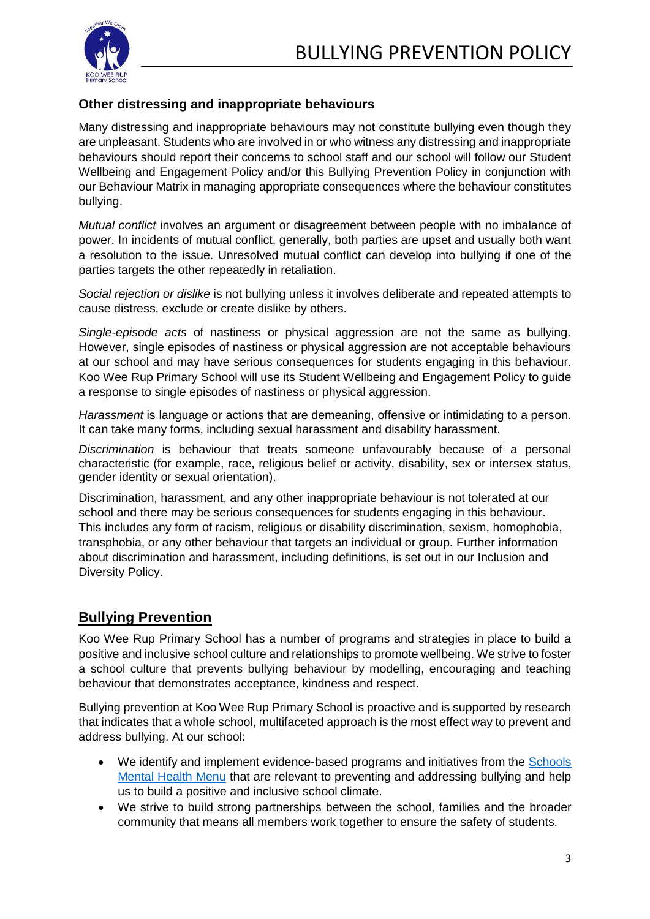### Other distressing and inappropriate behaviours

Many distressing and inappropriate behaviours may not constitute bullying even though they are unpleasant. Students who are involved in or who witness any distressing and inappropriate behaviours should report their concerns to school staff and our school will follow our Student Wellbeing and Engagement Policy and/or this Bullying Prevention Policy in conjunction with our Behaviour Matrix in managing appropriate consequences where the behaviour constitutes bullying.

*Mutual conflict* involves an argument or disagreement between people with no imbalance of power. In incidents of mutual conflict, generally, both parties are upset and usually both want a resolution to the issue. Unresolved mutual conflict can develop into bullying if one of the parties targets the other repeatedly in retaliation.

*Social rejection or dislike* is not bullying unless it involves deliberate and repeated attempts to cause distress, exclude or create dislike by others.

*Single-episode acts* of nastiness or physical aggression are not the same as bullying. However, single episodes of nastiness or physical aggression are not acceptable behaviours at our school and may have serious consequences for students engaging in this behaviour. Koo Wee Rup Primary School will use its Student Wellbeing and Engagement Policy to guide a response to single episodes of nastiness or physical aggression.

*Harassment* is language or actions that are demeaning, offensive or intimidating to a person. It can take many forms, including sexual harassment and disability harassment.

*Discrimination* is behaviour that treats someone unfavourably because of a personal characteristic (for example, race, religious belief or activity, disability, sex or intersex status, gender identity or sexual orientation).

Discrimination, harassment, and any other inappropriate behaviour is not tolerated at our school and there may be serious consequences for students engaging in this behaviour. This includes any form of racism, religious or disability discrimination, sexism, homophobia, transphobia, or any other behaviour that targets an individual or group. Further information about discrimination and harassment, including definitions, is set out in our Inclusion and Diversity Policy.

## Bullying Prevention

Koo Wee Rup Primary School has a number of programs and strategies in place to build a positive and inclusive school culture and relationships to promote wellbeing. We strive to foster a school culture that prevents bullying behaviour by modelling, encouraging and teaching behaviour that demonstrates acceptance, kindness and respect.

Bullying prevention at Koo Wee Rup Primary School is proactive and is supported by research that indicates that a whole school, multifaceted approach is the most effect way to prevent and address bullying. At our school:

- We identify and implement evidence-based programs and initiatives from the [Schools Mental Health Menu] that are relevant to preventing and addressing bullying and help us to build a positive and inclusive school climate.
- We strive to build strong partnerships between the school, families and the broader community that means all members work together to ensure the safety of students.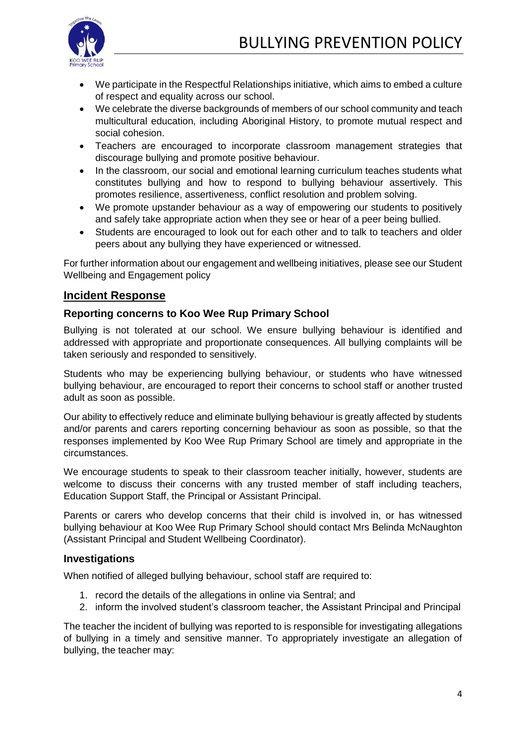- We participate in the Respectful Relationships initiative, which aims to embed a culture of respect and equality across our school.
- We celebrate the diverse backgrounds of members of our school community and teach multicultural education, including Aboriginal History, to promote mutual respect and social cohesion.
- Teachers are encouraged to incorporate classroom management strategies that discourage bullying and promote positive behaviour.
- In the classroom, our social and emotional learning curriculum teaches students what constitutes bullying and how to respond to bullying behaviour assertively. This promotes resilience, assertiveness, conflict resolution and problem solving.
- We promote upstander behaviour as a way of empowering our students to positively and safely take appropriate action when they see or hear of a peer being bullied.
- Students are encouraged to look out for each other and to talk to teachers and older peers about any bullying they have experienced or witnessed.

For further information about our engagement and wellbeing initiatives, please see our Student Wellbeing and Engagement policy

## Incident Response

### Reporting concerns to Koo Wee Rup Primary School

Bullying is not tolerated at our school. We ensure bullying behaviour is identified and addressed with appropriate and proportionate consequences. All bullying complaints will be taken seriously and responded to sensitively.

Students who may be experiencing bullying behaviour, or students who have witnessed bullying behaviour, are encouraged to report their concerns to school staff or another trusted adult as soon as possible.

Our ability to effectively reduce and eliminate bullying behaviour is greatly affected by students and/or parents and carers reporting concerning behaviour as soon as possible, so that the responses implemented by Koo Wee Rup Primary School are timely and appropriate in the circumstances.

We encourage students to speak to their classroom teacher initially, however, students are welcome to discuss their concerns with any trusted member of staff including teachers, Education Support Staff, the Principal or Assistant Principal.

Parents or carers who develop concerns that their child is involved in, or has witnessed bullying behaviour at Koo Wee Rup Primary School should contact Mrs Belinda McNaughton (Assistant Principal and Student Wellbeing Coordinator).

### Investigations

When notified of alleged bullying behaviour, school staff are required to:

1. record the details of the allegations in online via Sentral; and
2. inform the involved student's classroom teacher, the Assistant Principal and Principal

The teacher the incident of bullying was reported to is responsible for investigating allegations of bullying in a timely and sensitive manner. To appropriately investigate an allegation of bullying, the teacher may: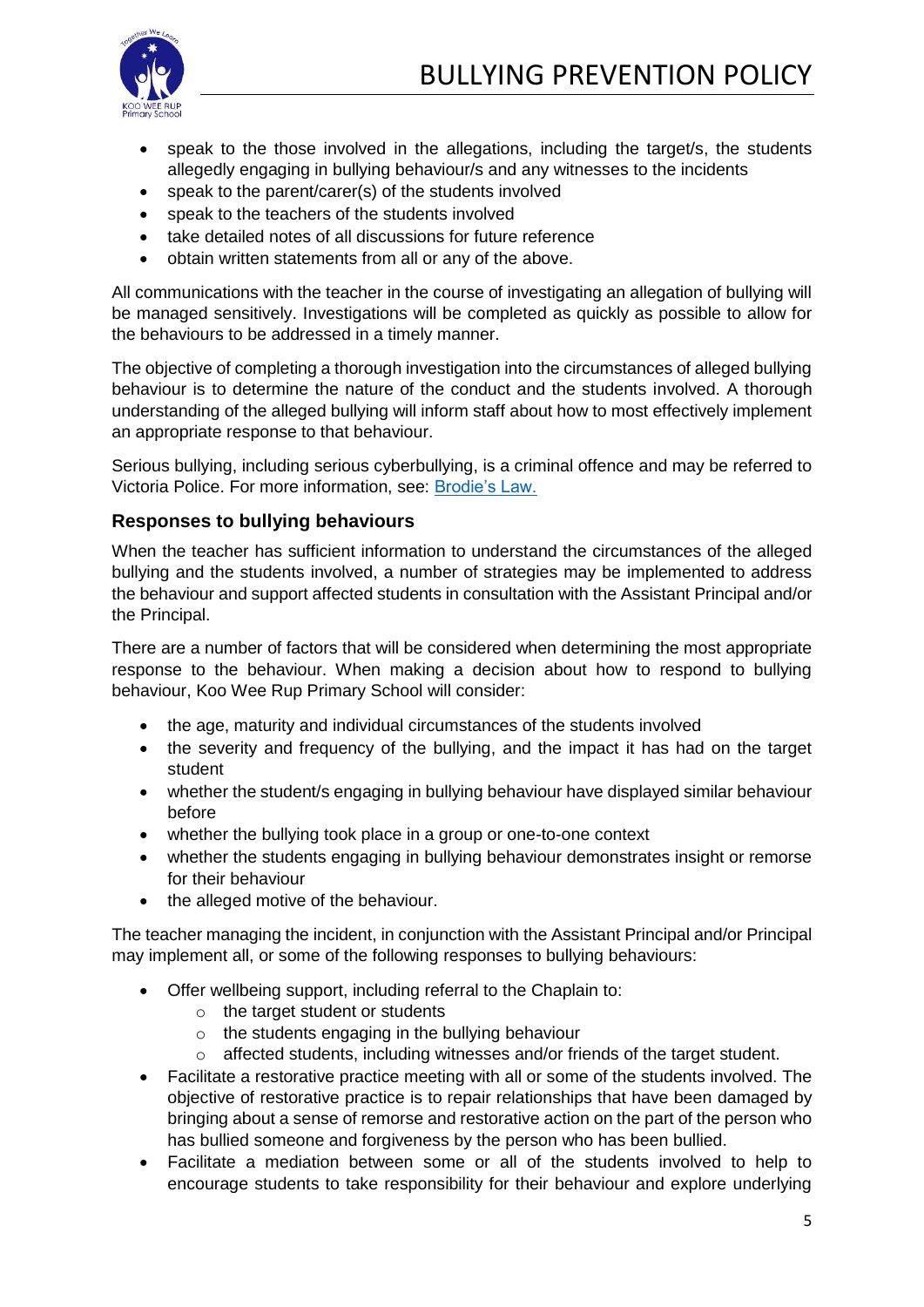- speak to the those involved in the allegations, including the target/s, the students allegedly engaging in bullying behaviour/s and any witnesses to the incidents
- speak to the parent/carer(s) of the students involved
- speak to the teachers of the students involved
- take detailed notes of all discussions for future reference
- obtain written statements from all or any of the above.

All communications with the teacher in the course of investigating an allegation of bullying will be managed sensitively. Investigations will be completed as quickly as possible to allow for the behaviours to be addressed in a timely manner.

The objective of completing a thorough investigation into the circumstances of alleged bullying behaviour is to determine the nature of the conduct and the students involved. A thorough understanding of the alleged bullying will inform staff about how to most effectively implement an appropriate response to that behaviour.

Serious bullying, including serious cyberbullying, is a criminal offence and may be referred to Victoria Police. For more information, see: Brodie's Law.

### Responses to bullying behaviours

When the teacher has sufficient information to understand the circumstances of the alleged bullying and the students involved, a number of strategies may be implemented to address the behaviour and support affected students in consultation with the Assistant Principal and/or the Principal.

There are a number of factors that will be considered when determining the most appropriate response to the behaviour. When making a decision about how to respond to bullying behaviour, Koo Wee Rup Primary School will consider:

- the age, maturity and individual circumstances of the students involved
- the severity and frequency of the bullying, and the impact it has had on the target student
- whether the student/s engaging in bullying behaviour have displayed similar behaviour before
- whether the bullying took place in a group or one-to-one context
- whether the students engaging in bullying behaviour demonstrates insight or remorse for their behaviour
- the alleged motive of the behaviour.

The teacher managing the incident, in conjunction with the Assistant Principal and/or Principal may implement all, or some of the following responses to bullying behaviours:

- Offer wellbeing support, including referral to the Chaplain to:
  - the target student or students
  - the students engaging in the bullying behaviour
  - affected students, including witnesses and/or friends of the target student.
- Facilitate a restorative practice meeting with all or some of the students involved. The objective of restorative practice is to repair relationships that have been damaged by bringing about a sense of remorse and restorative action on the part of the person who has bullied someone and forgiveness by the person who has been bullied.
- Facilitate a mediation between some or all of the students involved to help to encourage students to take responsibility for their behaviour and explore underlying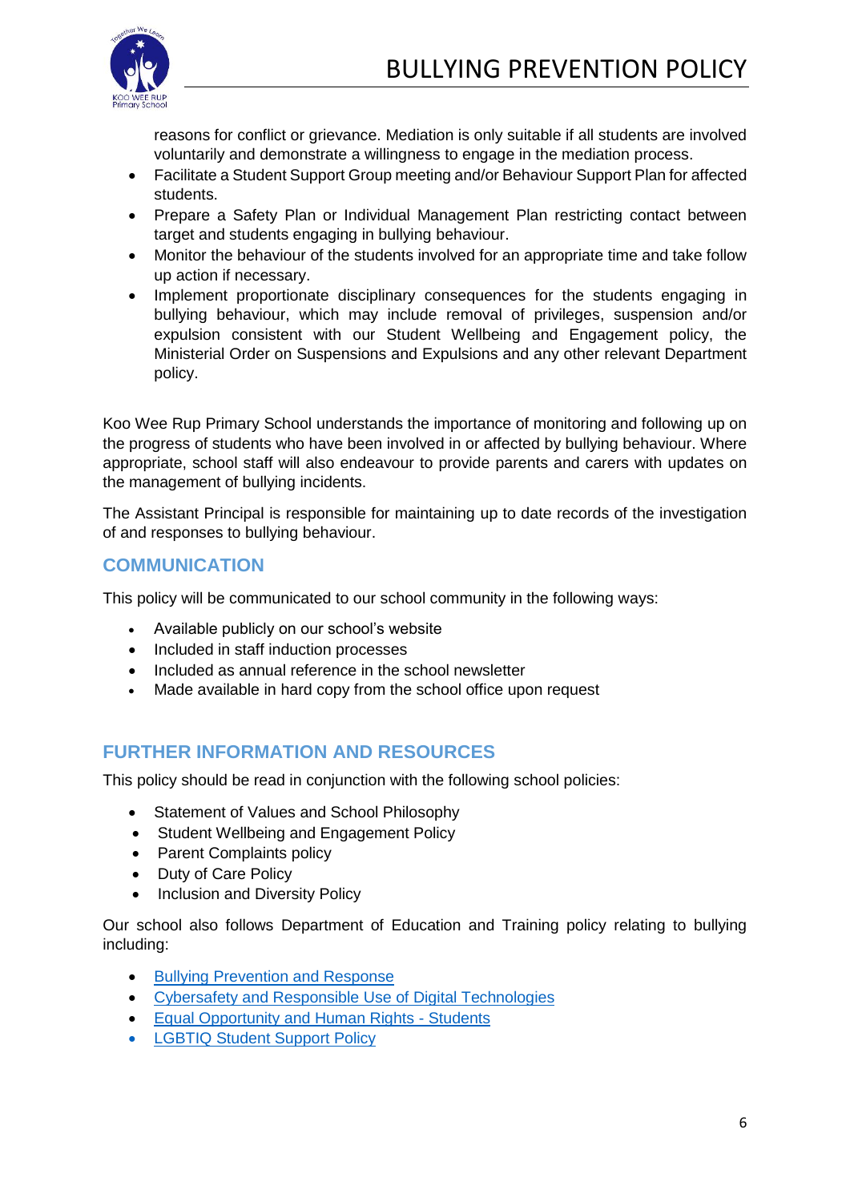reasons for conflict or grievance. Mediation is only suitable if all students are involved voluntarily and demonstrate a willingness to engage in the mediation process.

- Facilitate a Student Support Group meeting and/or Behaviour Support Plan for affected students.
- Prepare a Safety Plan or Individual Management Plan restricting contact between target and students engaging in bullying behaviour.
- Monitor the behaviour of the students involved for an appropriate time and take follow up action if necessary.
- Implement proportionate disciplinary consequences for the students engaging in bullying behaviour, which may include removal of privileges, suspension and/or expulsion consistent with our Student Wellbeing and Engagement policy, the Ministerial Order on Suspensions and Expulsions and any other relevant Department policy.

Koo Wee Rup Primary School understands the importance of monitoring and following up on the progress of students who have been involved in or affected by bullying behaviour. Where appropriate, school staff will also endeavour to provide parents and carers with updates on the management of bullying incidents.

The Assistant Principal is responsible for maintaining up to date records of the investigation of and responses to bullying behaviour.

## COMMUNICATION

This policy will be communicated to our school community in the following ways:

- Available publicly on our school's website
- Included in staff induction processes
- Included as annual reference in the school newsletter
- Made available in hard copy from the school office upon request

## FURTHER INFORMATION AND RESOURCES

This policy should be read in conjunction with the following school policies:

- Statement of Values and School Philosophy
- Student Wellbeing and Engagement Policy
- Parent Complaints policy
- Duty of Care Policy
- Inclusion and Diversity Policy

Our school also follows Department of Education and Training policy relating to bullying including:

- Bullying Prevention and Response
- Cybersafety and Responsible Use of Digital Technologies
- Equal Opportunity and Human Rights - Students
- LGBTIQ Student Support Policy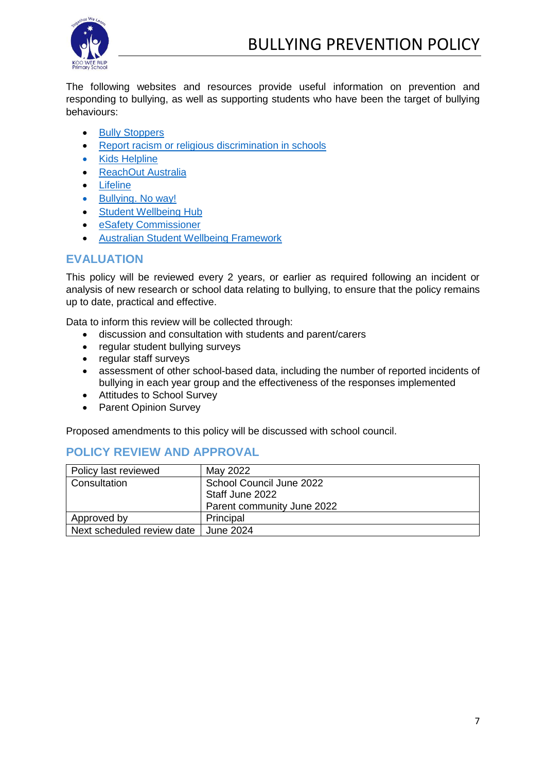The following websites and resources provide useful information on prevention and responding to bullying, as well as supporting students who have been the target of bullying behaviours:

- Bully Stoppers
- Report racism or religious discrimination in schools
- Kids Helpline
- ReachOut Australia
- Lifeline
- Bullying. No way!
- Student Wellbeing Hub
- eSafety Commissioner
- Australian Student Wellbeing Framework

## EVALUATION

This policy will be reviewed every 2 years, or earlier as required following an incident or analysis of new research or school data relating to bullying, to ensure that the policy remains up to date, practical and effective.

Data to inform this review will be collected through:

- discussion and consultation with students and parent/carers
- regular student bullying surveys
- regular staff surveys
- assessment of other school-based data, including the number of reported incidents of bullying in each year group and the effectiveness of the responses implemented
- Attitudes to School Survey
- Parent Opinion Survey

Proposed amendments to this policy will be discussed with school council.

## POLICY REVIEW AND APPROVAL

| | |
|---|---|
| Policy last reviewed | May 2022 |
| Consultation | School Council June 2022<br>Staff June 2022<br>Parent community June 2022 |
| Approved by | Principal |
| Next scheduled review date | June 2024 |